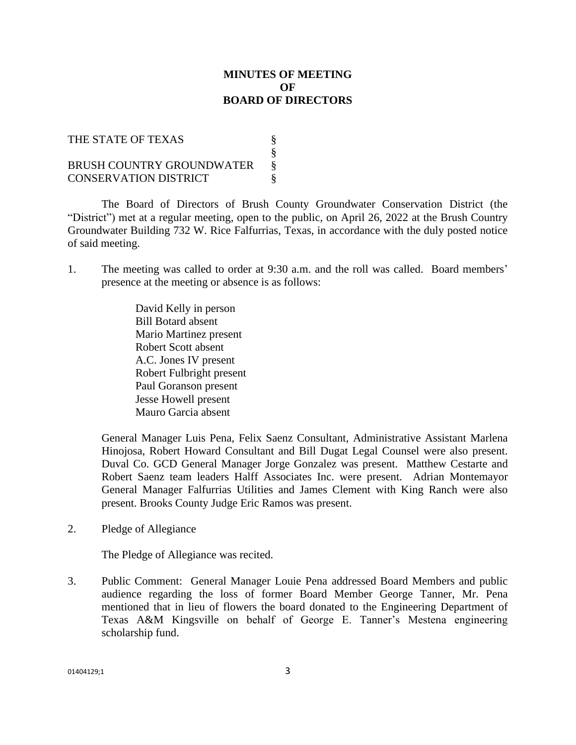# MINUTES OF MEETING OF BOARD OF DIRECTORS

| | |
|---|---|
| THE STATE OF TEXAS | § |
| | § |
| BRUSH COUNTRY GROUNDWATER | § |
| CONSERVATION DISTRICT | § |

The Board of Directors of Brush County Groundwater Conservation District (the "District") met at a regular meeting, open to the public, on April 26, 2022 at the Brush Country Groundwater Building 732 W. Rice Falfurrias, Texas, in accordance with the duly posted notice of said meeting.

1. The meeting was called to order at 9:30 a.m. and the roll was called. Board members' presence at the meeting or absence is as follows:

   David Kelly in person
   Bill Botard absent
   Mario Martinez present
   Robert Scott absent
   A.C. Jones IV present
   Robert Fulbright present
   Paul Goranson present
   Jesse Howell present
   Mauro Garcia absent

   General Manager Luis Pena, Felix Saenz Consultant, Administrative Assistant Marlena Hinojosa, Robert Howard Consultant and Bill Dugat Legal Counsel were also present. Duval Co. GCD General Manager Jorge Gonzalez was present. Matthew Cestarte and Robert Saenz team leaders Halff Associates Inc. were present. Adrian Montemayor General Manager Falfurrias Utilities and James Clement with King Ranch were also present. Brooks County Judge Eric Ramos was present.

2. Pledge of Allegiance

   The Pledge of Allegiance was recited.

3. Public Comment: General Manager Louie Pena addressed Board Members and public audience regarding the loss of former Board Member George Tanner, Mr. Pena mentioned that in lieu of flowers the board donated to the Engineering Department of Texas A&M Kingsville on behalf of George E. Tanner's Mestena engineering scholarship fund.

01404129;1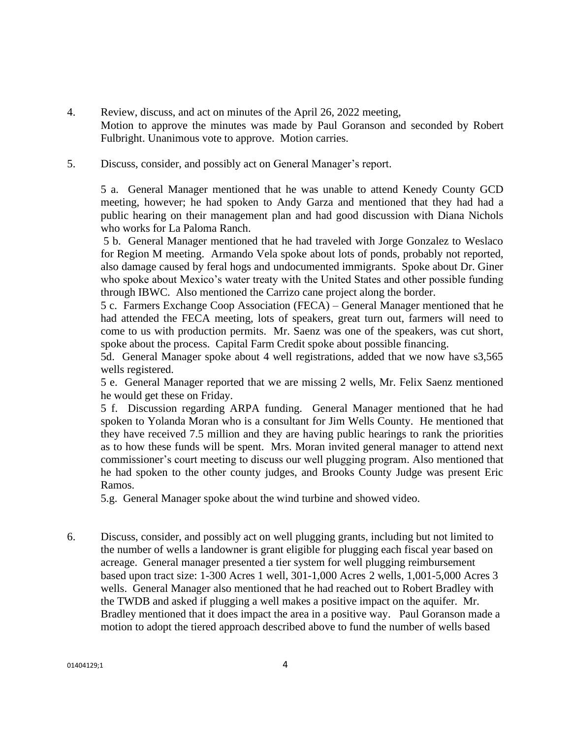4. Review, discuss, and act on minutes of the April 26, 2022 meeting,
   Motion to approve the minutes was made by Paul Goranson and seconded by Robert Fulbright. Unanimous vote to approve. Motion carries.

5. Discuss, consider, and possibly act on General Manager's report.

   5 a. General Manager mentioned that he was unable to attend Kenedy County GCD meeting, however; he had spoken to Andy Garza and mentioned that they had had a public hearing on their management plan and had good discussion with Diana Nichols who works for La Paloma Ranch.
   5 b. General Manager mentioned that he had traveled with Jorge Gonzalez to Weslaco for Region M meeting. Armando Vela spoke about lots of ponds, probably not reported, also damage caused by feral hogs and undocumented immigrants. Spoke about Dr. Giner who spoke about Mexico's water treaty with the United States and other possible funding through IBWC. Also mentioned the Carrizo cane project along the border.
   5 c. Farmers Exchange Coop Association (FECA) – General Manager mentioned that he had attended the FECA meeting, lots of speakers, great turn out, farmers will need to come to us with production permits. Mr. Saenz was one of the speakers, was cut short, spoke about the process. Capital Farm Credit spoke about possible financing.
   5d. General Manager spoke about 4 well registrations, added that we now have s3,565 wells registered.
   5 e. General Manager reported that we are missing 2 wells, Mr. Felix Saenz mentioned he would get these on Friday.
   5 f. Discussion regarding ARPA funding. General Manager mentioned that he had spoken to Yolanda Moran who is a consultant for Jim Wells County. He mentioned that they have received 7.5 million and they are having public hearings to rank the priorities as to how these funds will be spent. Mrs. Moran invited general manager to attend next commissioner's court meeting to discuss our well plugging program. Also mentioned that he had spoken to the other county judges, and Brooks County Judge was present Eric Ramos.
   5.g. General Manager spoke about the wind turbine and showed video.

6. Discuss, consider, and possibly act on well plugging grants, including but not limited to the number of wells a landowner is grant eligible for plugging each fiscal year based on acreage. General manager presented a tier system for well plugging reimbursement based upon tract size: 1-300 Acres 1 well, 301-1,000 Acres 2 wells, 1,001-5,000 Acres 3 wells. General Manager also mentioned that he had reached out to Robert Bradley with the TWDB and asked if plugging a well makes a positive impact on the aquifer. Mr. Bradley mentioned that it does impact the area in a positive way. Paul Goranson made a motion to adopt the tiered approach described above to fund the number of wells based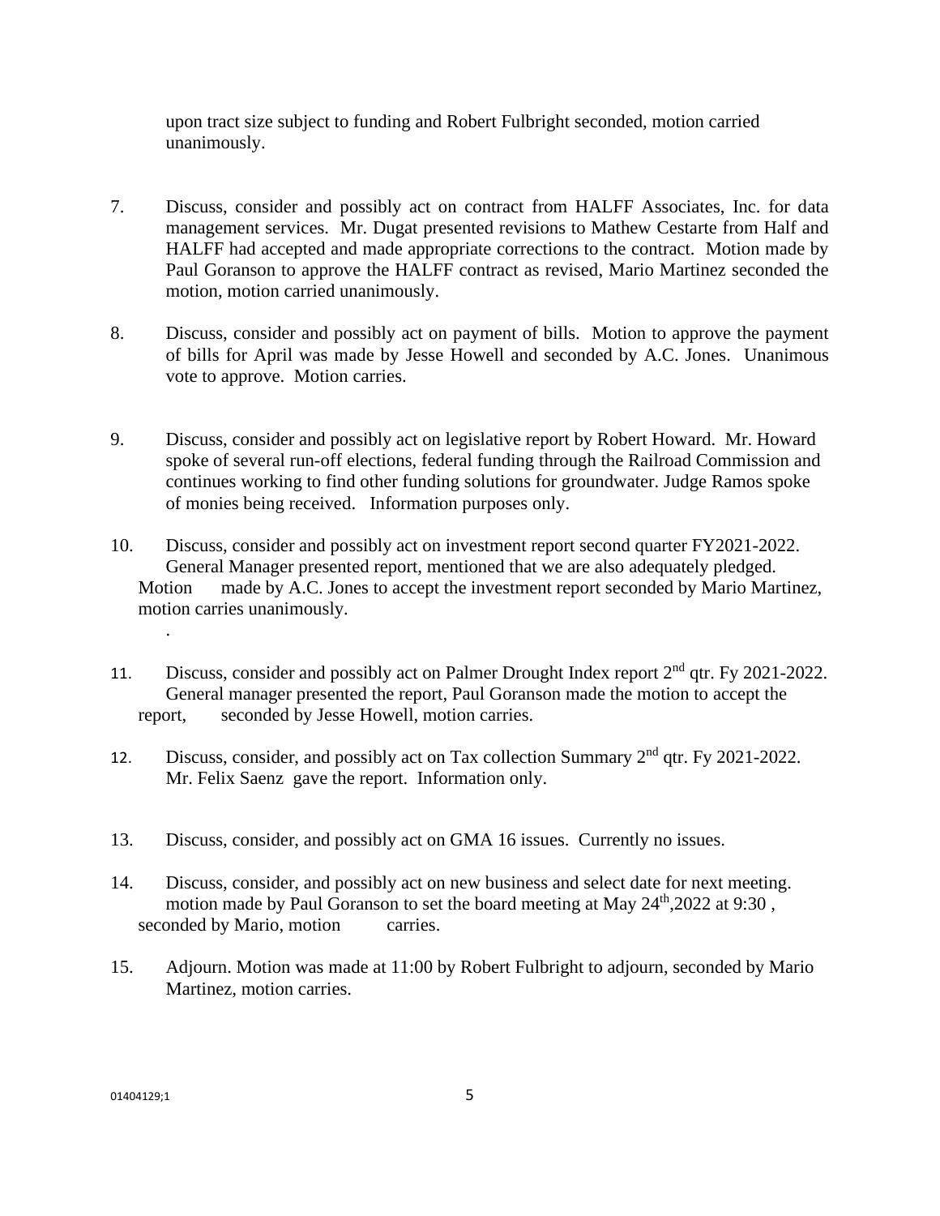upon tract size subject to funding and Robert Fulbright seconded, motion carried unanimously.

7. Discuss, consider and possibly act on contract from HALFF Associates, Inc. for data management services. Mr. Dugat presented revisions to Mathew Cestarte from Half and HALFF had accepted and made appropriate corrections to the contract. Motion made by Paul Goranson to approve the HALFF contract as revised, Mario Martinez seconded the motion, motion carried unanimously.

8. Discuss, consider and possibly act on payment of bills. Motion to approve the payment of bills for April was made by Jesse Howell and seconded by A.C. Jones. Unanimous vote to approve. Motion carries.

9. Discuss, consider and possibly act on legislative report by Robert Howard. Mr. Howard spoke of several run-off elections, federal funding through the Railroad Commission and continues working to find other funding solutions for groundwater. Judge Ramos spoke of monies being received. Information purposes only.

10. Discuss, consider and possibly act on investment report second quarter FY2021-2022. General Manager presented report, mentioned that we are also adequately pledged. Motion made by A.C. Jones to accept the investment report seconded by Mario Martinez, motion carries unanimously.

11. Discuss, consider and possibly act on Palmer Drought Index report 2nd qtr. Fy 2021-2022. General manager presented the report, Paul Goranson made the motion to accept the report, seconded by Jesse Howell, motion carries.

12. Discuss, consider, and possibly act on Tax collection Summary 2nd qtr. Fy 2021-2022. Mr. Felix Saenz gave the report. Information only.

13. Discuss, consider, and possibly act on GMA 16 issues. Currently no issues.

14. Discuss, consider, and possibly act on new business and select date for next meeting. motion made by Paul Goranson to set the board meeting at May 24th,2022 at 9:30 , seconded by Mario, motion carries.

15. Adjourn. Motion was made at 11:00 by Robert Fulbright to adjourn, seconded by Mario Martinez, motion carries.

01404129;1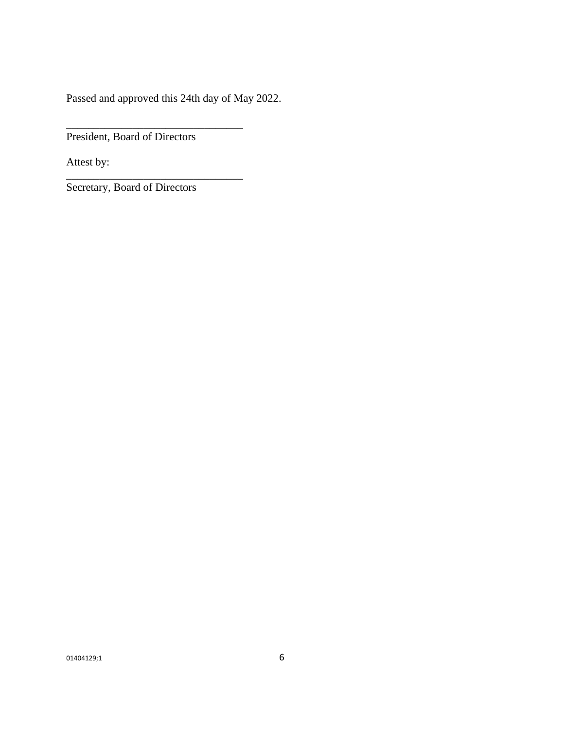Passed and approved this 24th day of May 2022.

\_\_\_\_\_\_\_\_\_\_\_\_\_\_\_\_\_\_\_\_\_\_\_\_\_\_\_\_\_\_\_\_

President, Board of Directors

Attest by:

\_\_\_\_\_\_\_\_\_\_\_\_\_\_\_\_\_\_\_\_\_\_\_\_\_\_\_\_\_\_\_\_

Secretary, Board of Directors

01404129;1